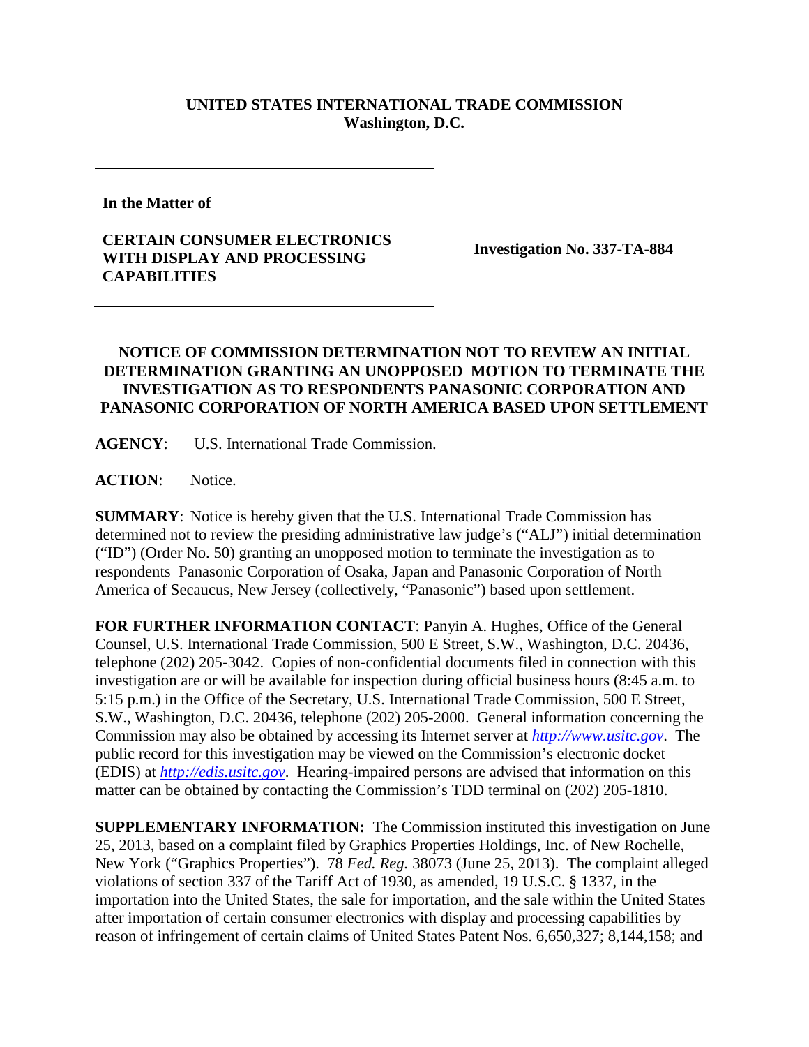**UNITED STATES INTERNATIONAL TRADE COMMISSION**
**Washington, D.C.**

| **In the Matter of**<br><br>**CERTAIN CONSUMER ELECTRONICS WITH DISPLAY AND PROCESSING CAPABILITIES** | **Investigation No. 337-TA-884** |
|---|---|

**NOTICE OF COMMISSION DETERMINATION NOT TO REVIEW AN INITIAL DETERMINATION GRANTING AN UNOPPOSED MOTION TO TERMINATE THE INVESTIGATION AS TO RESPONDENTS PANASONIC CORPORATION AND PANASONIC CORPORATION OF NORTH AMERICA BASED UPON SETTLEMENT**

**AGENCY**: U.S. International Trade Commission.

**ACTION**: Notice.

**SUMMARY**: Notice is hereby given that the U.S. International Trade Commission has determined not to review the presiding administrative law judge's ("ALJ") initial determination ("ID") (Order No. 50) granting an unopposed motion to terminate the investigation as to respondents Panasonic Corporation of Osaka, Japan and Panasonic Corporation of North America of Secaucus, New Jersey (collectively, "Panasonic") based upon settlement.

**FOR FURTHER INFORMATION CONTACT**: Panyin A. Hughes, Office of the General Counsel, U.S. International Trade Commission, 500 E Street, S.W., Washington, D.C. 20436, telephone (202) 205-3042. Copies of non-confidential documents filed in connection with this investigation are or will be available for inspection during official business hours (8:45 a.m. to 5:15 p.m.) in the Office of the Secretary, U.S. International Trade Commission, 500 E Street, S.W., Washington, D.C. 20436, telephone (202) 205-2000. General information concerning the Commission may also be obtained by accessing its Internet server at *http://www.usitc.gov*. The public record for this investigation may be viewed on the Commission's electronic docket (EDIS) at *http://edis.usitc.gov*. Hearing-impaired persons are advised that information on this matter can be obtained by contacting the Commission's TDD terminal on (202) 205-1810.

**SUPPLEMENTARY INFORMATION:** The Commission instituted this investigation on June 25, 2013, based on a complaint filed by Graphics Properties Holdings, Inc. of New Rochelle, New York ("Graphics Properties"). 78 *Fed. Reg.* 38073 (June 25, 2013). The complaint alleged violations of section 337 of the Tariff Act of 1930, as amended, 19 U.S.C. § 1337, in the importation into the United States, the sale for importation, and the sale within the United States after importation of certain consumer electronics with display and processing capabilities by reason of infringement of certain claims of United States Patent Nos. 6,650,327; 8,144,158; and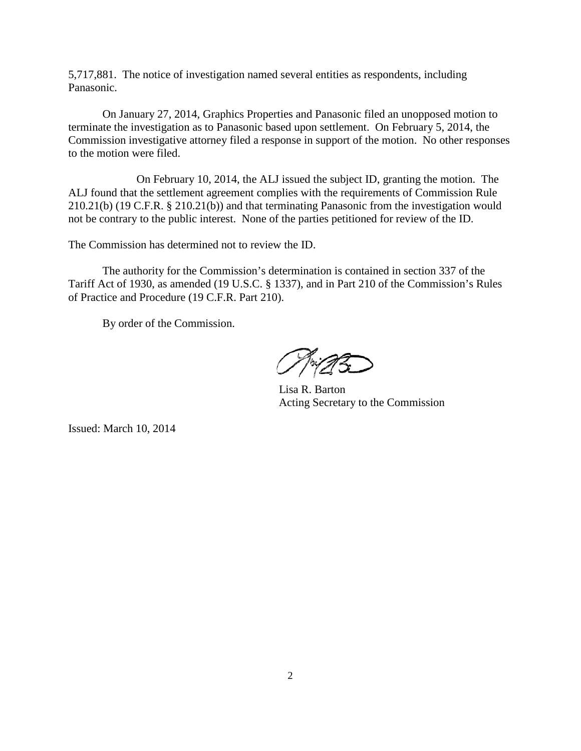5,717,881. The notice of investigation named several entities as respondents, including Panasonic.

On January 27, 2014, Graphics Properties and Panasonic filed an unopposed motion to terminate the investigation as to Panasonic based upon settlement. On February 5, 2014, the Commission investigative attorney filed a response in support of the motion. No other responses to the motion were filed.

On February 10, 2014, the ALJ issued the subject ID, granting the motion. The ALJ found that the settlement agreement complies with the requirements of Commission Rule 210.21(b) (19 C.F.R. § 210.21(b)) and that terminating Panasonic from the investigation would not be contrary to the public interest. None of the parties petitioned for review of the ID.

The Commission has determined not to review the ID.

The authority for the Commission's determination is contained in section 337 of the Tariff Act of 1930, as amended (19 U.S.C. § 1337), and in Part 210 of the Commission's Rules of Practice and Procedure (19 C.F.R. Part 210).

By order of the Commission.

Lisa R. Barton
Acting Secretary to the Commission

Issued: March 10, 2014